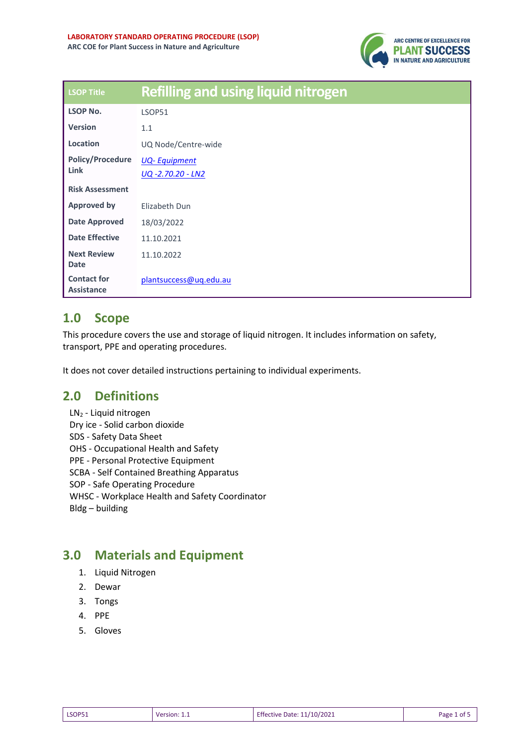**LABORATORY STANDARD OPERATING PROCEDURE (LSOP)**
**ARC COE for Plant Success in Nature and Agriculture**

| LSOP Title | Refilling and using liquid nitrogen |
|---|---|
| **LSOP No.** | LSOP51 |
| **Version** | 1.1 |
| **Location** | UQ Node/Centre-wide |
| **Policy/Procedure Link** | *UQ- Equipment*<br>*UQ -2.70.20 - LN2* |
| **Risk Assessment** | |
| **Approved by** | Elizabeth Dun |
| **Date Approved** | 18/03/2022 |
| **Date Effective** | 11.10.2021 |
| **Next Review Date** | 11.10.2022 |
| **Contact for Assistance** | plantsuccess@uq.edu.au |

## 1.0 Scope

This procedure covers the use and storage of liquid nitrogen. It includes information on safety, transport, PPE and operating procedures.

It does not cover detailed instructions pertaining to individual experiments.

## 2.0 Definitions

$LN_2$ - Liquid nitrogen
Dry ice - Solid carbon dioxide
SDS - Safety Data Sheet
OHS - Occupational Health and Safety
PPE - Personal Protective Equipment
SCBA - Self Contained Breathing Apparatus
SOP - Safe Operating Procedure
WHSC - Workplace Health and Safety Coordinator
Bldg – building

## 3.0 Materials and Equipment

1. Liquid Nitrogen
2. Dewar
3. Tongs
4. PPE
5. Gloves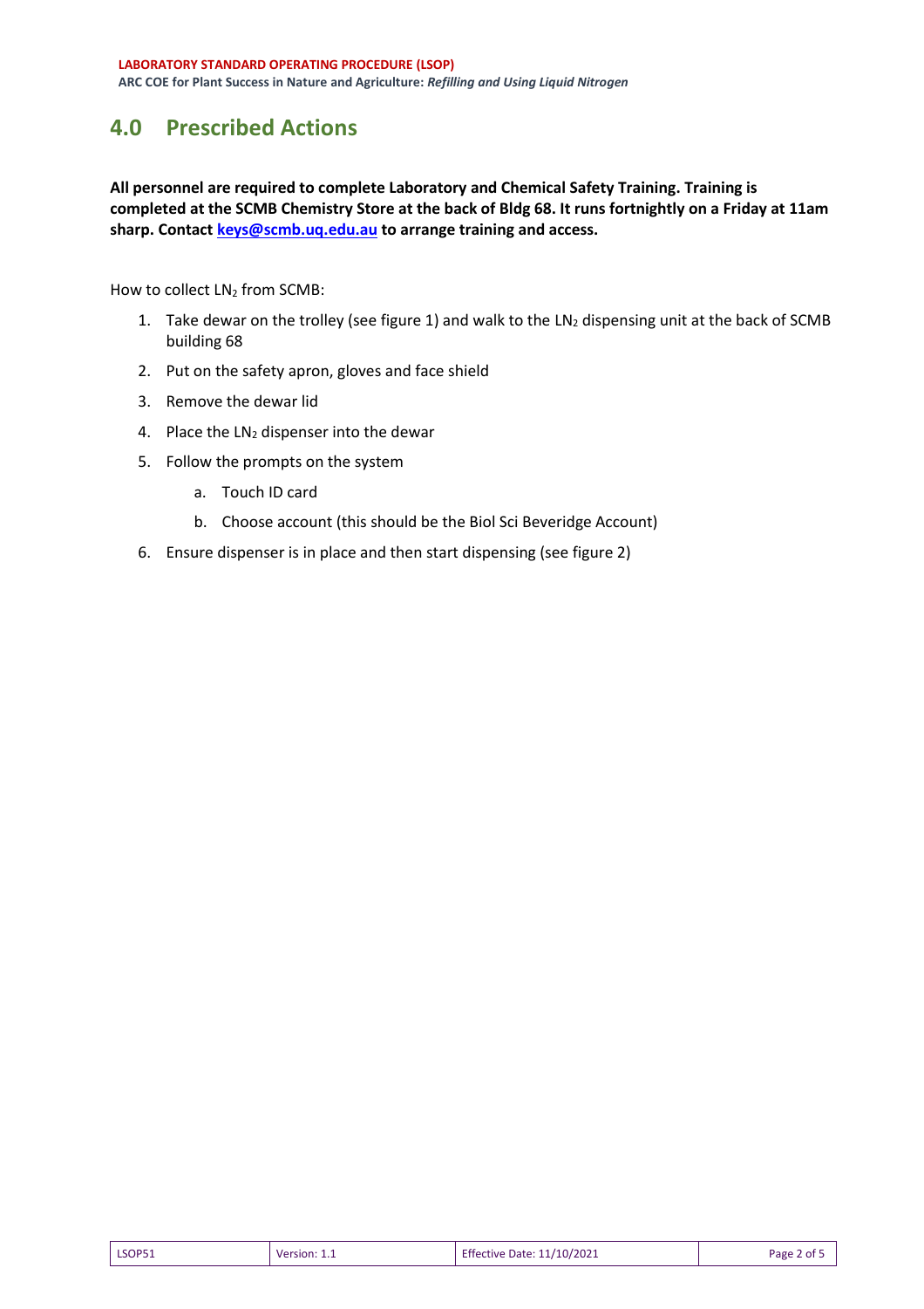## 4.0 Prescribed Actions

**All personnel are required to complete Laboratory and Chemical Safety Training. Training is completed at the SCMB Chemistry Store at the back of Bldg 68. It runs fortnightly on a Friday at 11am sharp. Contact [keys@scmb.uq.edu.au](mailto:keys@scmb.uq.edu.au) to arrange training and access.**

How to collect $LN_2$ from SCMB:

1. Take dewar on the trolley (see figure 1) and walk to the $LN_2$ dispensing unit at the back of SCMB building 68
2. Put on the safety apron, gloves and face shield
3. Remove the dewar lid
4. Place the $LN_2$ dispenser into the dewar
5. Follow the prompts on the system
   a. Touch ID card
   b. Choose account (this should be the Biol Sci Beveridge Account)
6. Ensure dispenser is in place and then start dispensing (see figure 2)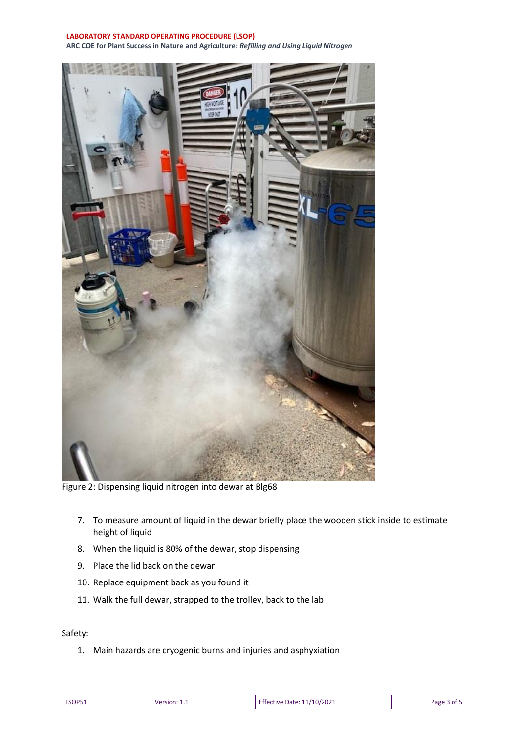Figure 2: Dispensing liquid nitrogen into dewar at Blg68

7. To measure amount of liquid in the dewar briefly place the wooden stick inside to estimate height of liquid
8. When the liquid is 80% of the dewar, stop dispensing
9. Place the lid back on the dewar
10. Replace equipment back as you found it
11. Walk the full dewar, strapped to the trolley, back to the lab

Safety:

1. Main hazards are cryogenic burns and injuries and asphyxiation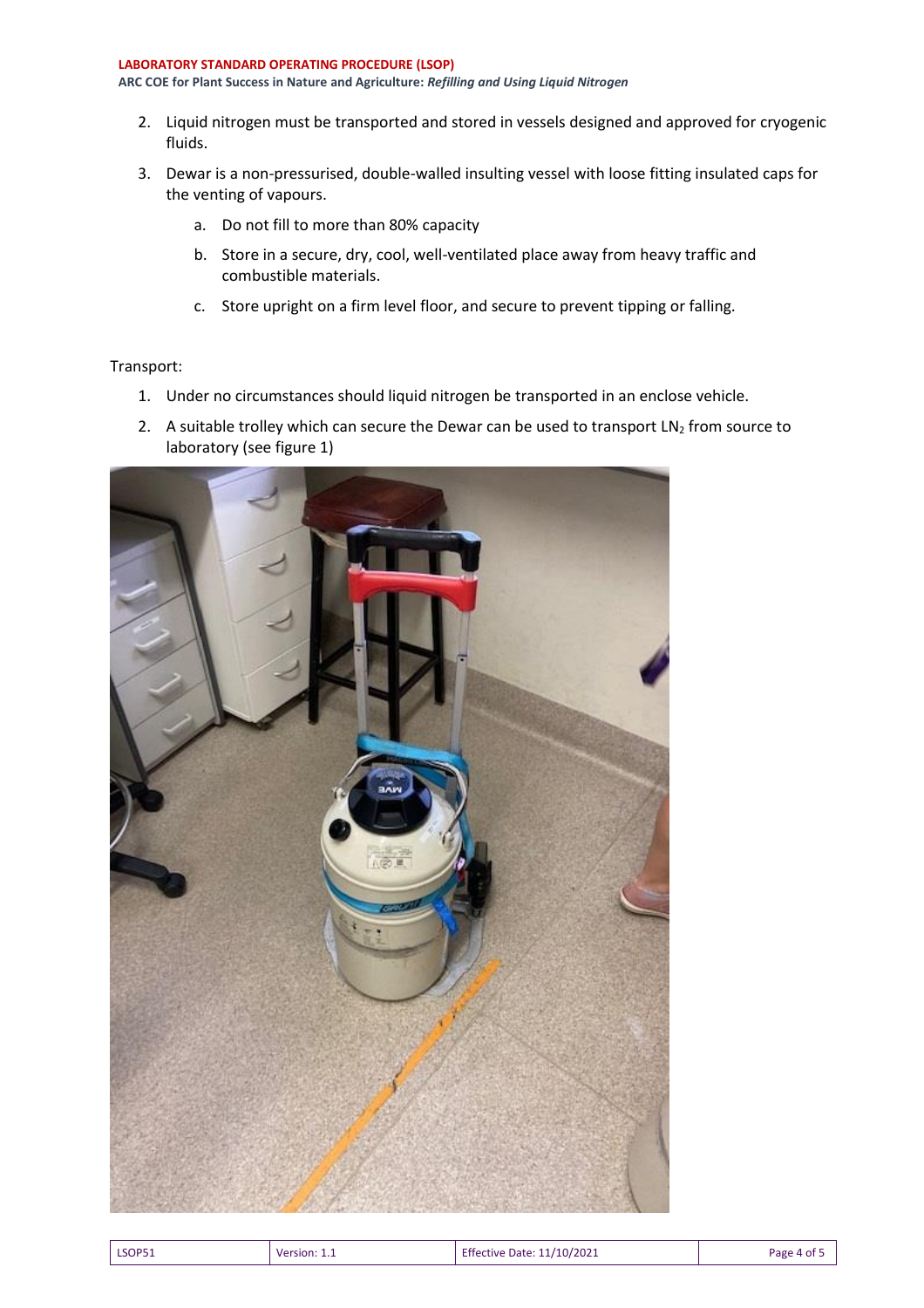2. Liquid nitrogen must be transported and stored in vessels designed and approved for cryogenic fluids.
3. Dewar is a non-pressurised, double-walled insulating vessel with loose fitting insulated caps for the venting of vapours.
    a. Do not fill to more than 80% capacity
    b. Store in a secure, dry, cool, well-ventilated place away from heavy traffic and combustible materials.
    c. Store upright on a firm level floor, and secure to prevent tipping or falling.

Transport:

1. Under no circumstances should liquid nitrogen be transported in an enclose vehicle.
2. A suitable trolley which can secure the Dewar can be used to transport $LN_2$ from source to laboratory (see figure 1)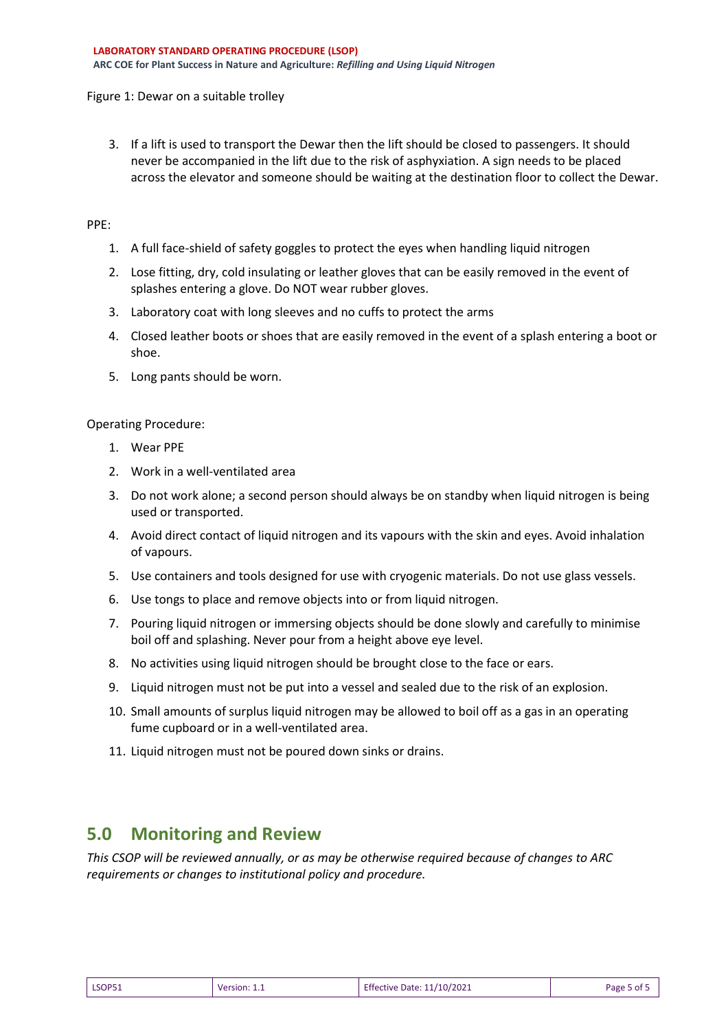Figure 1: Dewar on a suitable trolley

3. If a lift is used to transport the Dewar then the lift should be closed to passengers. It should never be accompanied in the lift due to the risk of asphyxiation. A sign needs to be placed across the elevator and someone should be waiting at the destination floor to collect the Dewar.

PPE:

1. A full face-shield of safety goggles to protect the eyes when handling liquid nitrogen
2. Lose fitting, dry, cold insulating or leather gloves that can be easily removed in the event of splashes entering a glove. Do NOT wear rubber gloves.
3. Laboratory coat with long sleeves and no cuffs to protect the arms
4. Closed leather boots or shoes that are easily removed in the event of a splash entering a boot or shoe.
5. Long pants should be worn.

Operating Procedure:

1. Wear PPE
2. Work in a well-ventilated area
3. Do not work alone; a second person should always be on standby when liquid nitrogen is being used or transported.
4. Avoid direct contact of liquid nitrogen and its vapours with the skin and eyes. Avoid inhalation of vapours.
5. Use containers and tools designed for use with cryogenic materials. Do not use glass vessels.
6. Use tongs to place and remove objects into or from liquid nitrogen.
7. Pouring liquid nitrogen or immersing objects should be done slowly and carefully to minimise boil off and splashing. Never pour from a height above eye level.
8. No activities using liquid nitrogen should be brought close to the face or ears.
9. Liquid nitrogen must not be put into a vessel and sealed due to the risk of an explosion.
10. Small amounts of surplus liquid nitrogen may be allowed to boil off as a gas in an operating fume cupboard or in a well-ventilated area.
11. Liquid nitrogen must not be poured down sinks or drains.

## 5.0 Monitoring and Review

*This CSOP will be reviewed annually, or as may be otherwise required because of changes to ARC requirements or changes to institutional policy and procedure.*